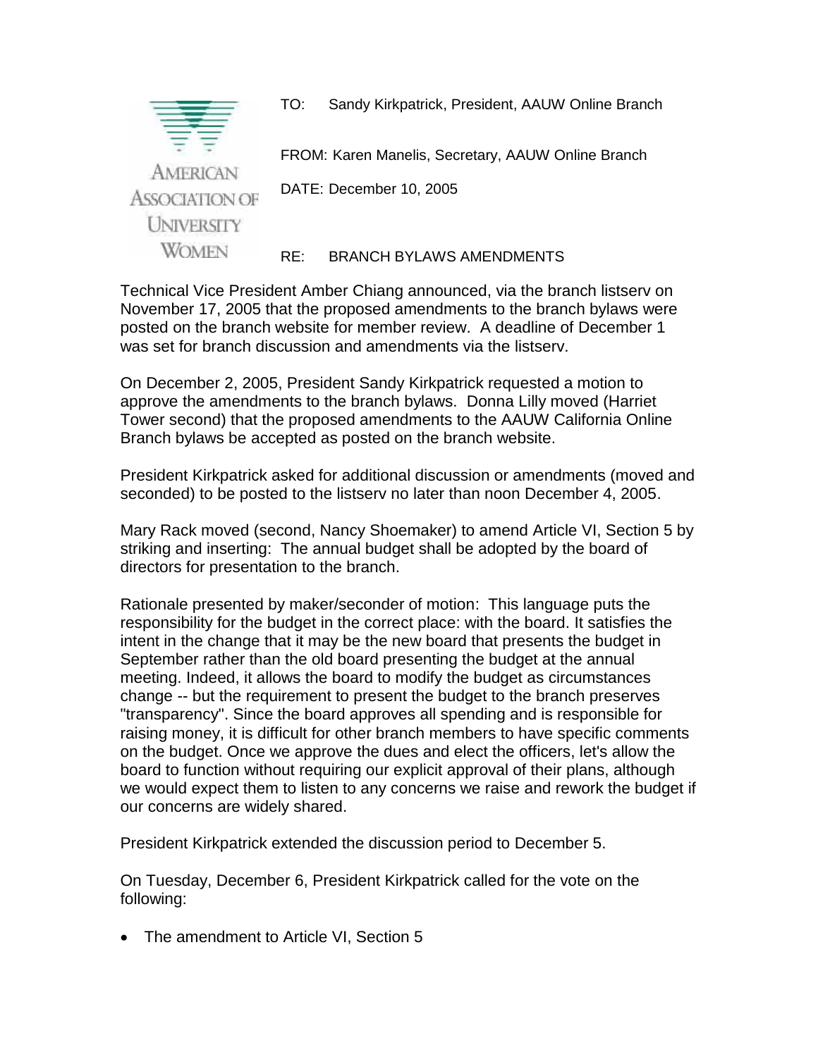AMERICAN ASSOCIATION OF UNIVERSITY WOMEN

TO: Sandy Kirkpatrick, President, AAUW Online Branch

FROM: Karen Manelis, Secretary, AAUW Online Branch

DATE: December 10, 2005

RE: BRANCH BYLAWS AMENDMENTS

Technical Vice President Amber Chiang announced, via the branch listserv on November 17, 2005 that the proposed amendments to the branch bylaws were posted on the branch website for member review. A deadline of December 1 was set for branch discussion and amendments via the listserv.

On December 2, 2005, President Sandy Kirkpatrick requested a motion to approve the amendments to the branch bylaws. Donna Lilly moved (Harriet Tower second) that the proposed amendments to the AAUW California Online Branch bylaws be accepted as posted on the branch website.

President Kirkpatrick asked for additional discussion or amendments (moved and seconded) to be posted to the listserv no later than noon December 4, 2005.

Mary Rack moved (second, Nancy Shoemaker) to amend Article VI, Section 5 by striking and inserting: The annual budget shall be adopted by the board of directors for presentation to the branch.

Rationale presented by maker/seconder of motion: This language puts the responsibility for the budget in the correct place: with the board. It satisfies the intent in the change that it may be the new board that presents the budget in September rather than the old board presenting the budget at the annual meeting. Indeed, it allows the board to modify the budget as circumstances change -- but the requirement to present the budget to the branch preserves "transparency". Since the board approves all spending and is responsible for raising money, it is difficult for other branch members to have specific comments on the budget. Once we approve the dues and elect the officers, let's allow the board to function without requiring our explicit approval of their plans, although we would expect them to listen to any concerns we raise and rework the budget if our concerns are widely shared.

President Kirkpatrick extended the discussion period to December 5.

On Tuesday, December 6, President Kirkpatrick called for the vote on the following:

- The amendment to Article VI, Section 5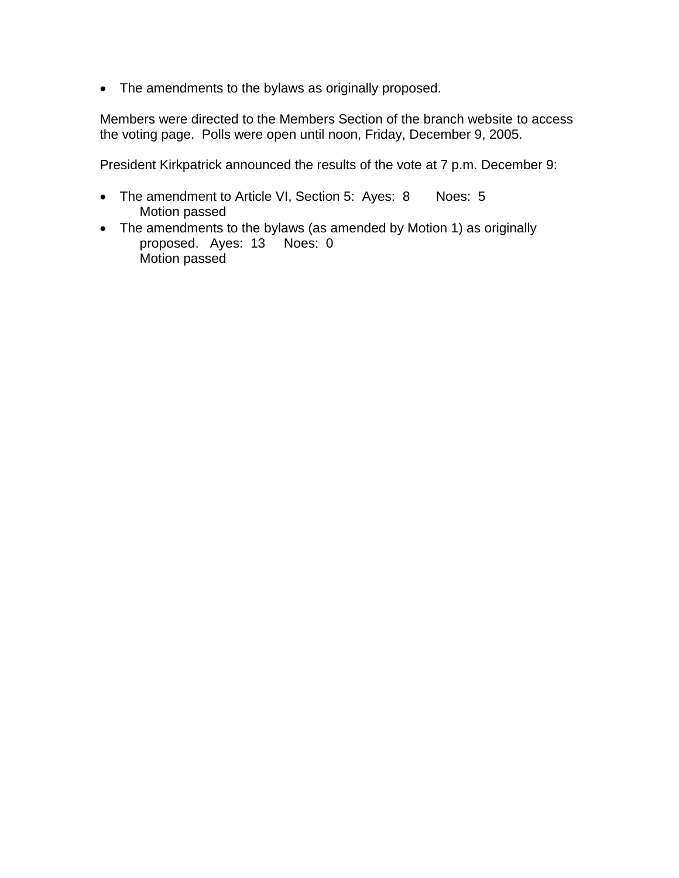- The amendments to the bylaws as originally proposed.

Members were directed to the Members Section of the branch website to access the voting page. Polls were open until noon, Friday, December 9, 2005.

President Kirkpatrick announced the results of the vote at 7 p.m. December 9:

- The amendment to Article VI, Section 5: Ayes: 8 Noes: 5
  Motion passed
- The amendments to the bylaws (as amended by Motion 1) as originally proposed. Ayes: 13 Noes: 0
  Motion passed